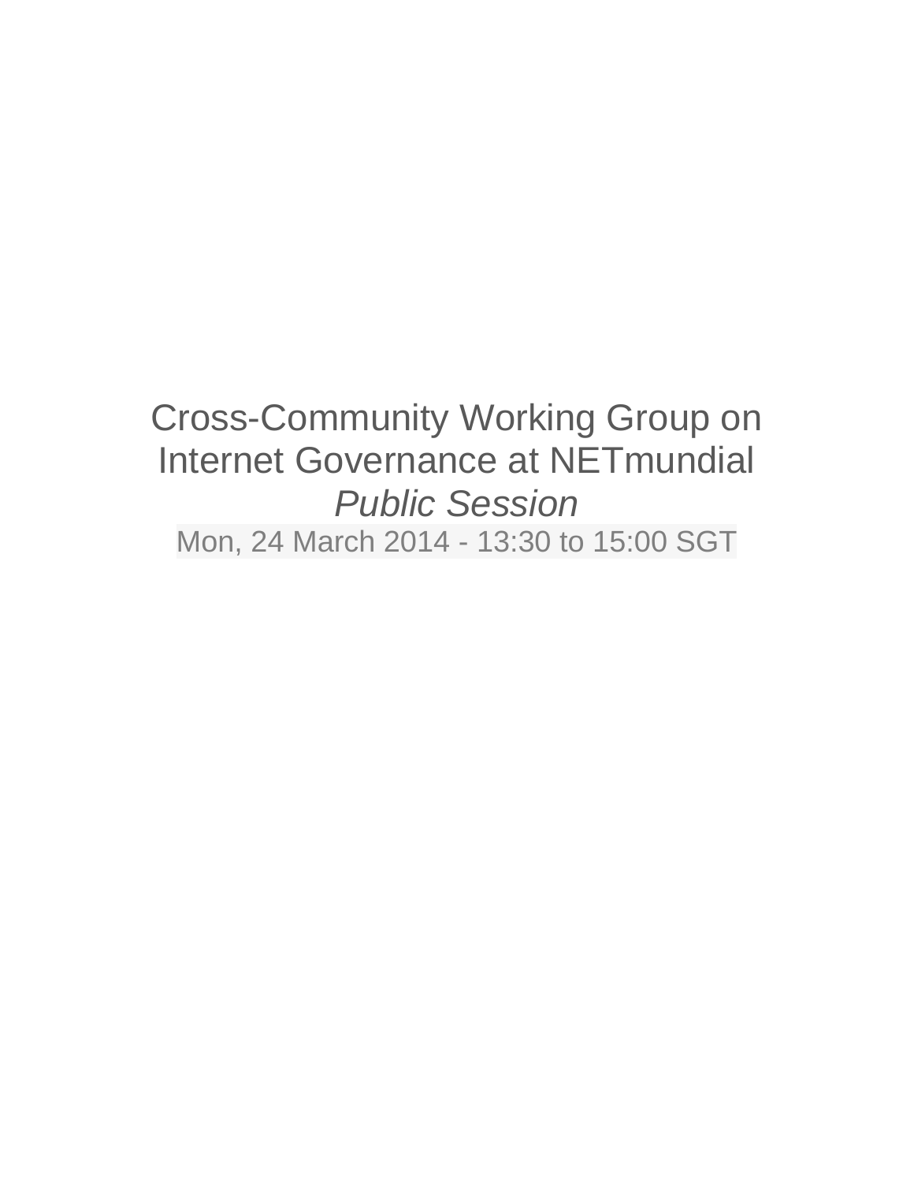# Cross-Community Working Group on Internet Governance at NETmundial

*Public Session*

Mon, 24 March 2014 - 13:30 to 15:00 SGT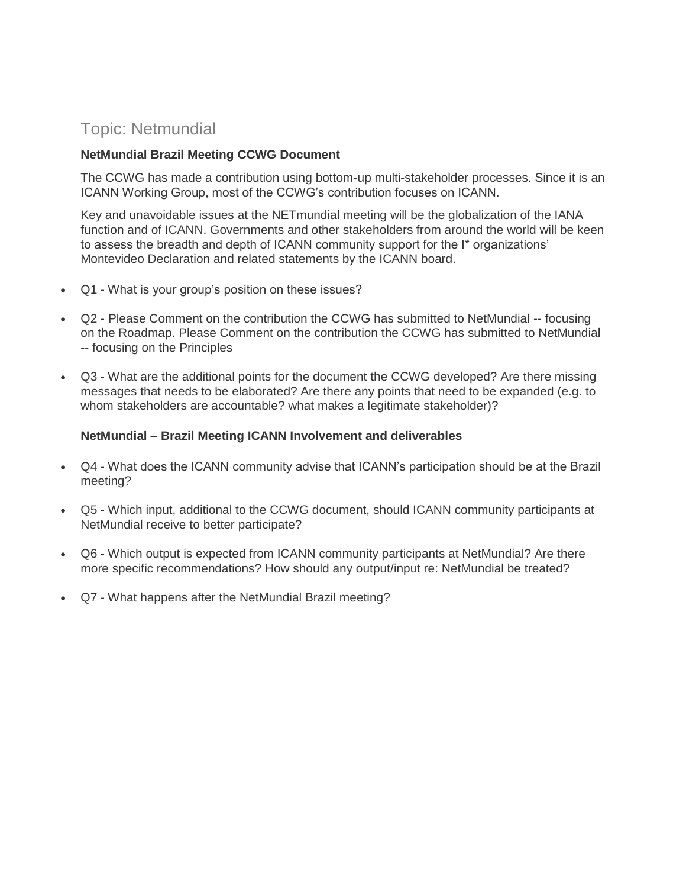## Topic: Netmundial

**NetMundial Brazil Meeting CCWG Document**

The CCWG has made a contribution using bottom-up multi-stakeholder processes. Since it is an ICANN Working Group, most of the CCWG's contribution focuses on ICANN.

Key and unavoidable issues at the NETmundial meeting will be the globalization of the IANA function and of ICANN. Governments and other stakeholders from around the world will be keen to assess the breadth and depth of ICANN community support for the I* organizations' Montevideo Declaration and related statements by the ICANN board.

- Q1 - What is your group's position on these issues?
- Q2 - Please Comment on the contribution the CCWG has submitted to NetMundial -- focusing on the Roadmap. Please Comment on the contribution the CCWG has submitted to NetMundial -- focusing on the Principles
- Q3 - What are the additional points for the document the CCWG developed? Are there missing messages that needs to be elaborated? Are there any points that need to be expanded (e.g. to whom stakeholders are accountable? what makes a legitimate stakeholder)?

**NetMundial – Brazil Meeting ICANN Involvement and deliverables**

- Q4 - What does the ICANN community advise that ICANN's participation should be at the Brazil meeting?
- Q5 - Which input, additional to the CCWG document, should ICANN community participants at NetMundial receive to better participate?
- Q6 - Which output is expected from ICANN community participants at NetMundial? Are there more specific recommendations? How should any output/input re: NetMundial be treated?
- Q7 - What happens after the NetMundial Brazil meeting?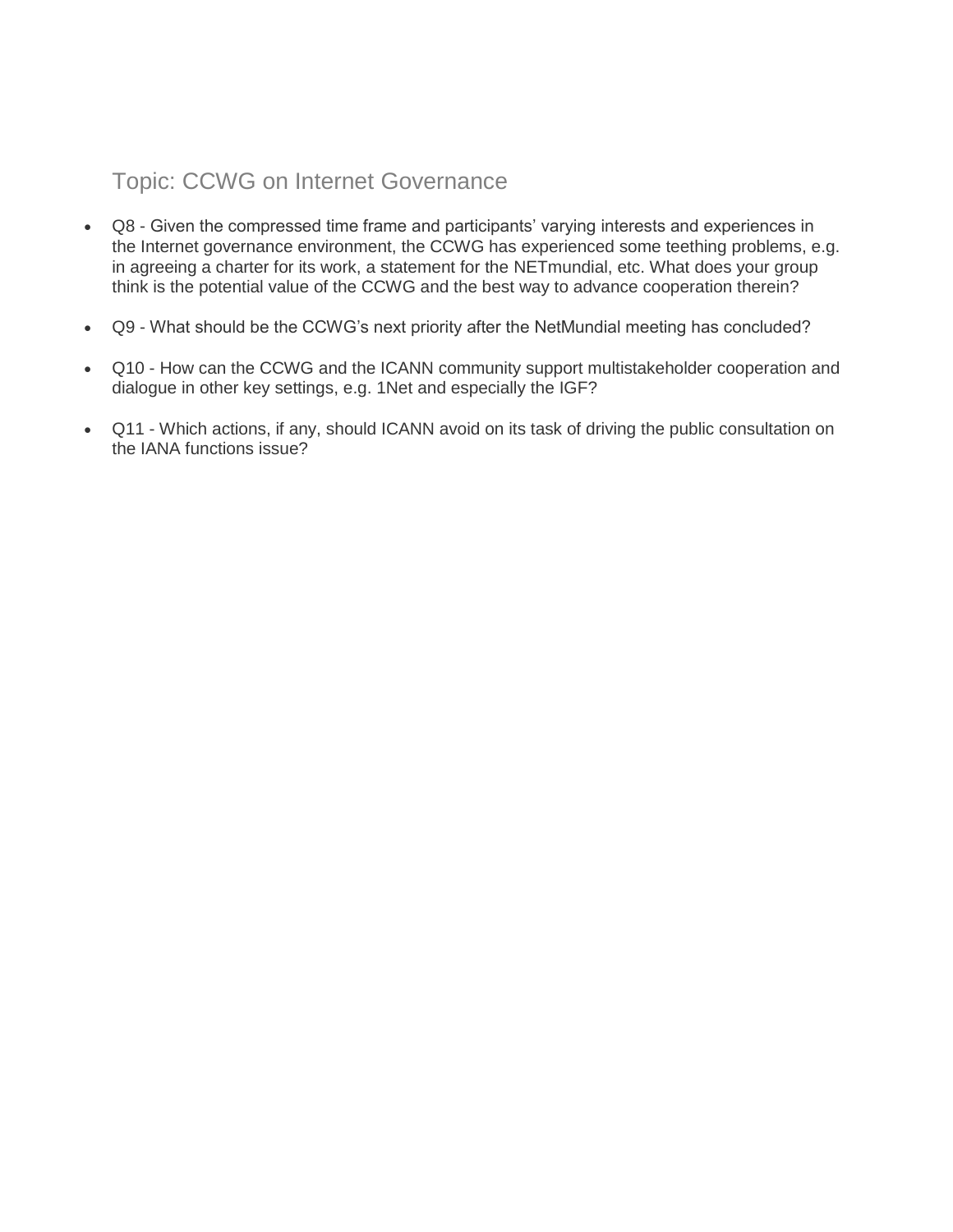## Topic: CCWG on Internet Governance

- Q8 - Given the compressed time frame and participants' varying interests and experiences in the Internet governance environment, the CCWG has experienced some teething problems, e.g. in agreeing a charter for its work, a statement for the NETmundial, etc. What does your group think is the potential value of the CCWG and the best way to advance cooperation therein?

- Q9 - What should be the CCWG's next priority after the NetMundial meeting has concluded?

- Q10 - How can the CCWG and the ICANN community support multistakeholder cooperation and dialogue in other key settings, e.g. 1Net and especially the IGF?

- Q11 - Which actions, if any, should ICANN avoid on its task of driving the public consultation on the IANA functions issue?